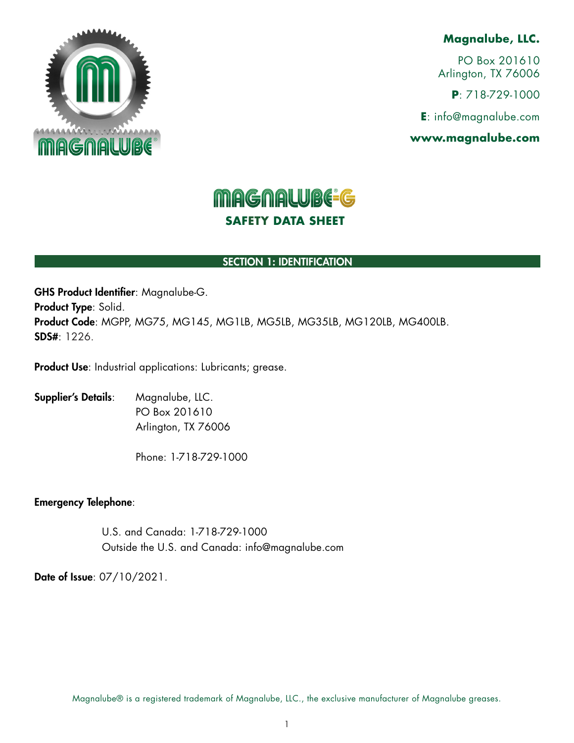**Magnalube, LLC.**

PO Box 201610
Arlington, TX 76006

**P**: 718-729-1000

**E**: info@magnalube.com

**www.magnalube.com**

# MAGNALUBE®-G SAFETY DATA SHEET

## SECTION 1: IDENTIFICATION

**GHS Product Identifier**: Magnalube-G.
**Product Type**: Solid.
**Product Code**: MGPP, MG75, MG145, MG1LB, MG5LB, MG35LB, MG120LB, MG400LB.
**SDS#**: 1226.

**Product Use**: Industrial applications: Lubricants; grease.

**Supplier's Details**:
Magnalube, LLC.
PO Box 201610
Arlington, TX 76006

Phone: 1-718-729-1000

**Emergency Telephone**:

U.S. and Canada: 1-718-729-1000
Outside the U.S. and Canada: info@magnalube.com

**Date of Issue**: 07/10/2021.

Magnalube® is a registered trademark of Magnalube, LLC., the exclusive manufacturer of Magnalube greases.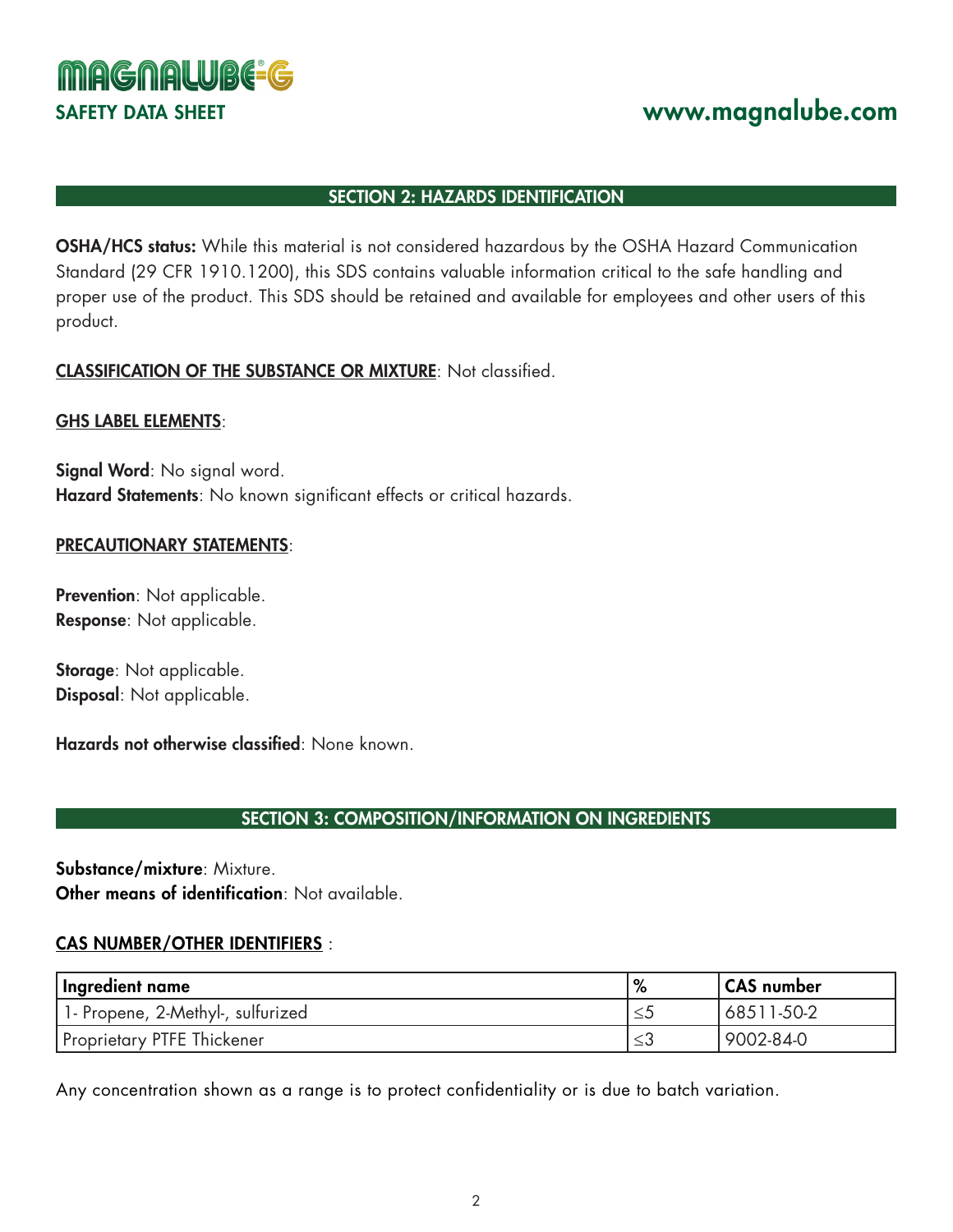## SECTION 2: HAZARDS IDENTIFICATION

**OSHA/HCS status:** While this material is not considered hazardous by the OSHA Hazard Communication Standard (29 CFR 1910.1200), this SDS contains valuable information critical to the safe handling and proper use of the product. This SDS should be retained and available for employees and other users of this product.

**CLASSIFICATION OF THE SUBSTANCE OR MIXTURE**: Not classified.

**GHS LABEL ELEMENTS**:

**Signal Word**: No signal word.
**Hazard Statements**: No known significant effects or critical hazards.

**PRECAUTIONARY STATEMENTS**:

**Prevention**: Not applicable.
**Response**: Not applicable.

**Storage**: Not applicable.
**Disposal**: Not applicable.

**Hazards not otherwise classified**: None known.

## SECTION 3: COMPOSITION/INFORMATION ON INGREDIENTS

**Substance/mixture**: Mixture.
**Other means of identification**: Not available.

**CAS NUMBER/OTHER IDENTIFIERS** :

| Ingredient name | % | CAS number |
|---|---|---|
| 1- Propene, 2-Methyl-, sulfurized | ≤5 | 68511-50-2 |
| Proprietary PTFE Thickener | ≤3 | 9002-84-0 |

Any concentration shown as a range is to protect confidentiality or is due to batch variation.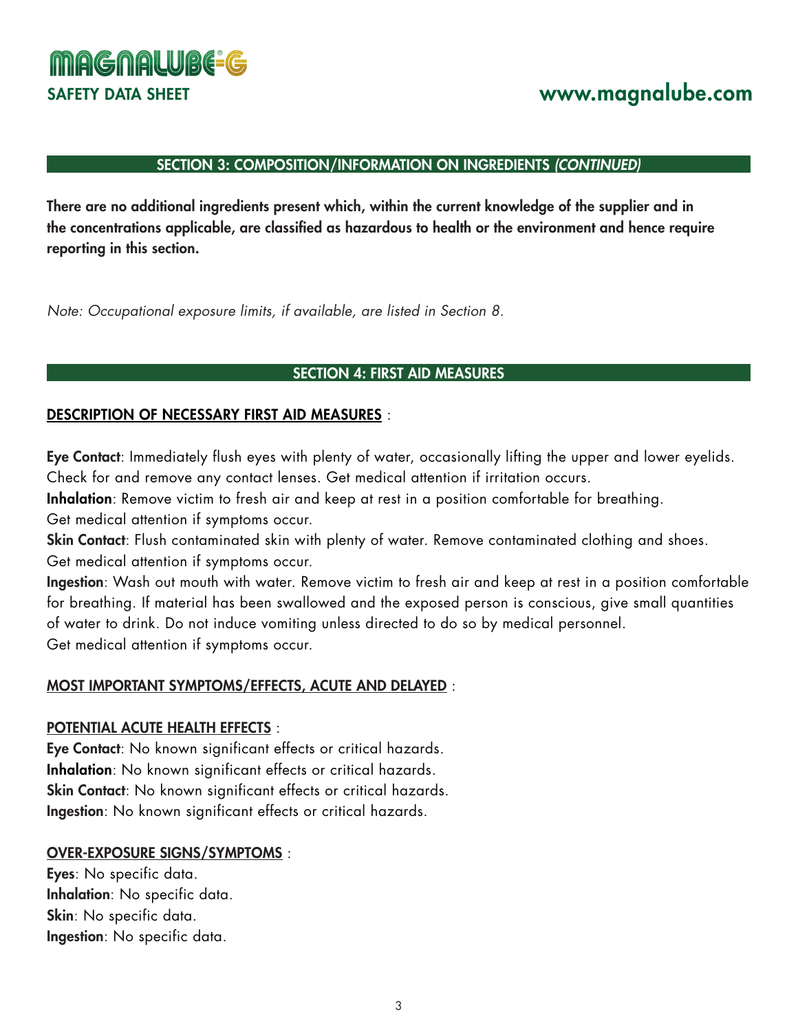## SECTION 3: COMPOSITION/INFORMATION ON INGREDIENTS *(CONTINUED)*

**There are no additional ingredients present which, within the current knowledge of the supplier and in the concentrations applicable, are classified as hazardous to health or the environment and hence require reporting in this section.**

*Note: Occupational exposure limits, if available, are listed in Section 8.*

## SECTION 4: FIRST AID MEASURES

**DESCRIPTION OF NECESSARY FIRST AID MEASURES** :

**Eye Contact**: Immediately flush eyes with plenty of water, occasionally lifting the upper and lower eyelids. Check for and remove any contact lenses. Get medical attention if irritation occurs.
**Inhalation**: Remove victim to fresh air and keep at rest in a position comfortable for breathing. Get medical attention if symptoms occur.
**Skin Contact**: Flush contaminated skin with plenty of water. Remove contaminated clothing and shoes. Get medical attention if symptoms occur.
**Ingestion**: Wash out mouth with water. Remove victim to fresh air and keep at rest in a position comfortable for breathing. If material has been swallowed and the exposed person is conscious, give small quantities of water to drink. Do not induce vomiting unless directed to do so by medical personnel. Get medical attention if symptoms occur.

**MOST IMPORTANT SYMPTOMS/EFFECTS, ACUTE AND DELAYED** :

**POTENTIAL ACUTE HEALTH EFFECTS** :
**Eye Contact**: No known significant effects or critical hazards.
**Inhalation**: No known significant effects or critical hazards.
**Skin Contact**: No known significant effects or critical hazards.
**Ingestion**: No known significant effects or critical hazards.

**OVER-EXPOSURE SIGNS/SYMPTOMS** :
**Eyes**: No specific data.
**Inhalation**: No specific data.
**Skin**: No specific data.
**Ingestion**: No specific data.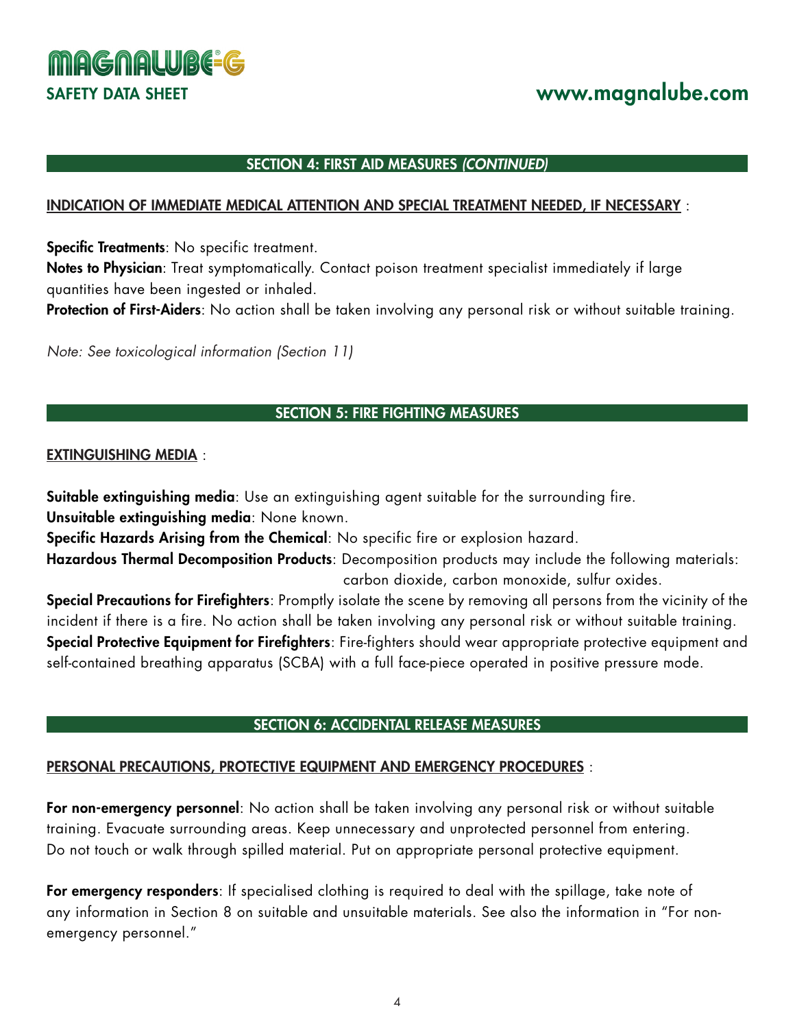## SECTION 4: FIRST AID MEASURES *(CONTINUED)*

**INDICATION OF IMMEDIATE MEDICAL ATTENTION AND SPECIAL TREATMENT NEEDED, IF NECESSARY** :

**Specific Treatments**: No specific treatment.
**Notes to Physician**: Treat symptomatically. Contact poison treatment specialist immediately if large quantities have been ingested or inhaled.
**Protection of First-Aiders**: No action shall be taken involving any personal risk or without suitable training.

*Note: See toxicological information (Section 11)*

## SECTION 5: FIRE FIGHTING MEASURES

**EXTINGUISHING MEDIA** :

**Suitable extinguishing media**: Use an extinguishing agent suitable for the surrounding fire.
**Unsuitable extinguishing media**: None known.
**Specific Hazards Arising from the Chemical**: No specific fire or explosion hazard.
**Hazardous Thermal Decomposition Products**: Decomposition products may include the following materials: carbon dioxide, carbon monoxide, sulfur oxides.
**Special Precautions for Firefighters**: Promptly isolate the scene by removing all persons from the vicinity of the incident if there is a fire. No action shall be taken involving any personal risk or without suitable training.
**Special Protective Equipment for Firefighters**: Fire-fighters should wear appropriate protective equipment and self-contained breathing apparatus (SCBA) with a full face-piece operated in positive pressure mode.

## SECTION 6: ACCIDENTAL RELEASE MEASURES

**PERSONAL PRECAUTIONS, PROTECTIVE EQUIPMENT AND EMERGENCY PROCEDURES** :

**For non-emergency personnel**: No action shall be taken involving any personal risk or without suitable training. Evacuate surrounding areas. Keep unnecessary and unprotected personnel from entering. Do not touch or walk through spilled material. Put on appropriate personal protective equipment.

**For emergency responders**: If specialised clothing is required to deal with the spillage, take note of any information in Section 8 on suitable and unsuitable materials. See also the information in "For non-emergency personnel."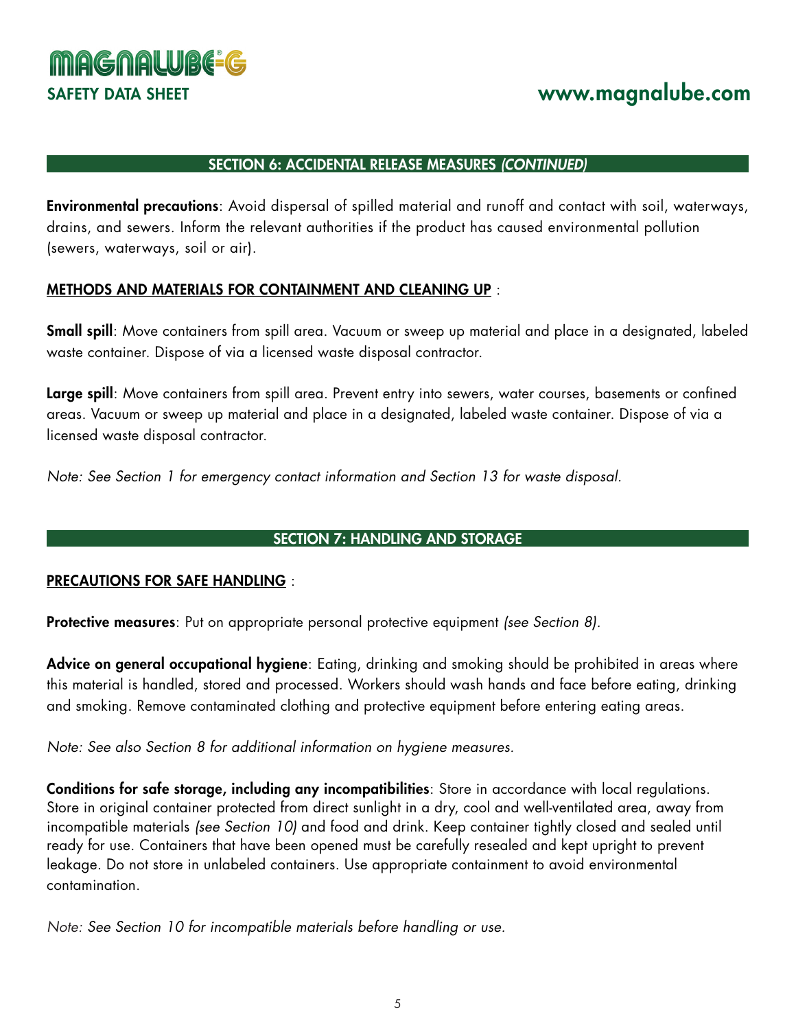## SECTION 6: ACCIDENTAL RELEASE MEASURES *(CONTINUED)*

**Environmental precautions**: Avoid dispersal of spilled material and runoff and contact with soil, waterways, drains, and sewers. Inform the relevant authorities if the product has caused environmental pollution (sewers, waterways, soil or air).

**METHODS AND MATERIALS FOR CONTAINMENT AND CLEANING UP** :

**Small spill**: Move containers from spill area. Vacuum or sweep up material and place in a designated, labeled waste container. Dispose of via a licensed waste disposal contractor.

**Large spill**: Move containers from spill area. Prevent entry into sewers, water courses, basements or confined areas. Vacuum or sweep up material and place in a designated, labeled waste container. Dispose of via a licensed waste disposal contractor.

*Note: See Section 1 for emergency contact information and Section 13 for waste disposal.*

## SECTION 7: HANDLING AND STORAGE

**PRECAUTIONS FOR SAFE HANDLING** :

**Protective measures**: Put on appropriate personal protective equipment *(see Section 8)*.

**Advice on general occupational hygiene**: Eating, drinking and smoking should be prohibited in areas where this material is handled, stored and processed. Workers should wash hands and face before eating, drinking and smoking. Remove contaminated clothing and protective equipment before entering eating areas.

*Note: See also Section 8 for additional information on hygiene measures.*

**Conditions for safe storage, including any incompatibilities**: Store in accordance with local regulations. Store in original container protected from direct sunlight in a dry, cool and well-ventilated area, away from incompatible materials *(see Section 10)* and food and drink. Keep container tightly closed and sealed until ready for use. Containers that have been opened must be carefully resealed and kept upright to prevent leakage. Do not store in unlabeled containers. Use appropriate containment to avoid environmental contamination.

*Note: See Section 10 for incompatible materials before handling or use.*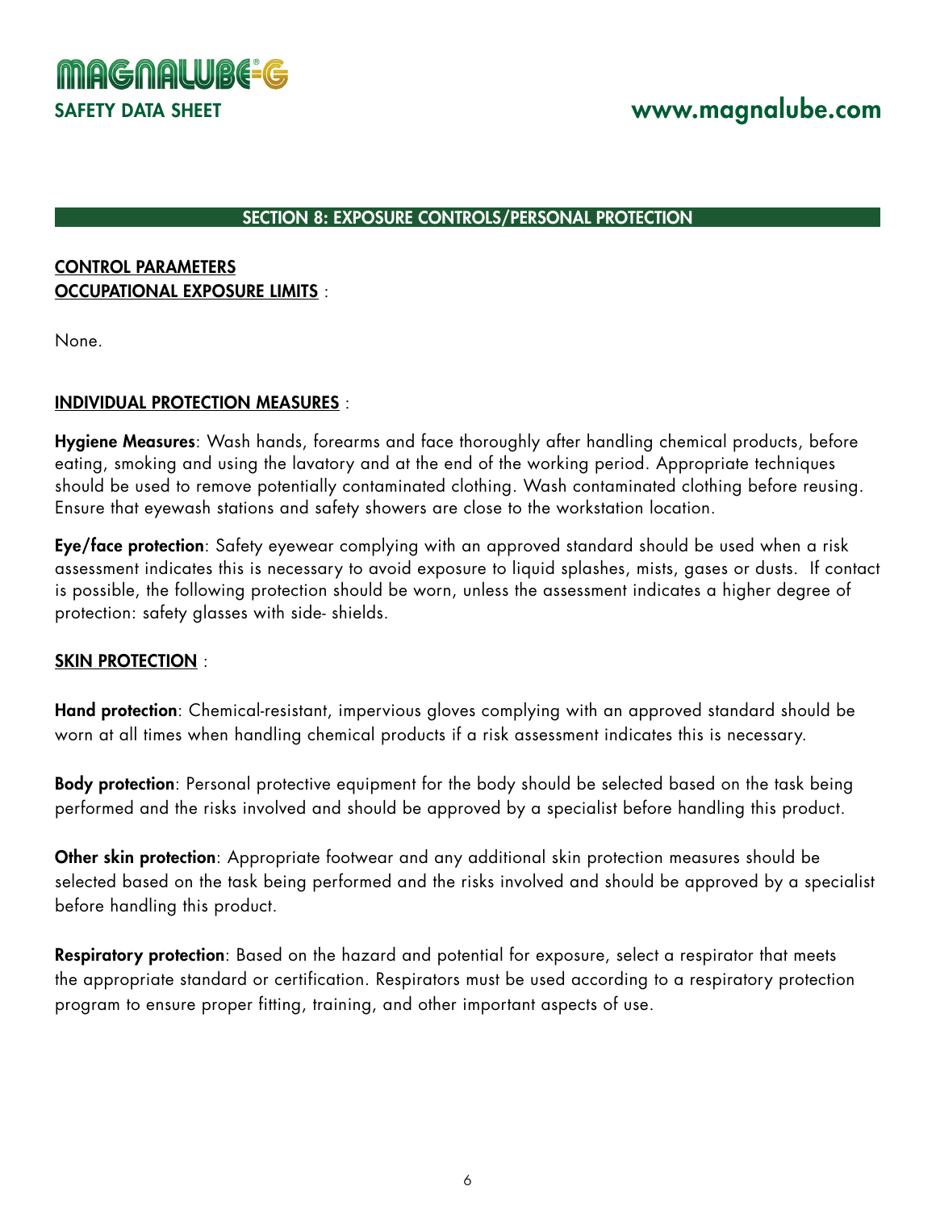## SECTION 8: EXPOSURE CONTROLS/PERSONAL PROTECTION

**CONTROL PARAMETERS**
**OCCUPATIONAL EXPOSURE LIMITS** :

None.

**INDIVIDUAL PROTECTION MEASURES** :

**Hygiene Measures**: Wash hands, forearms and face thoroughly after handling chemical products, before eating, smoking and using the lavatory and at the end of the working period. Appropriate techniques should be used to remove potentially contaminated clothing. Wash contaminated clothing before reusing. Ensure that eyewash stations and safety showers are close to the workstation location.

**Eye/face protection**: Safety eyewear complying with an approved standard should be used when a risk assessment indicates this is necessary to avoid exposure to liquid splashes, mists, gases or dusts. If contact is possible, the following protection should be worn, unless the assessment indicates a higher degree of protection: safety glasses with side- shields.

**SKIN PROTECTION** :

**Hand protection**: Chemical-resistant, impervious gloves complying with an approved standard should be worn at all times when handling chemical products if a risk assessment indicates this is necessary.

**Body protection**: Personal protective equipment for the body should be selected based on the task being performed and the risks involved and should be approved by a specialist before handling this product.

**Other skin protection**: Appropriate footwear and any additional skin protection measures should be selected based on the task being performed and the risks involved and should be approved by a specialist before handling this product.

**Respiratory protection**: Based on the hazard and potential for exposure, select a respirator that meets the appropriate standard or certification. Respirators must be used according to a respiratory protection program to ensure proper fitting, training, and other important aspects of use.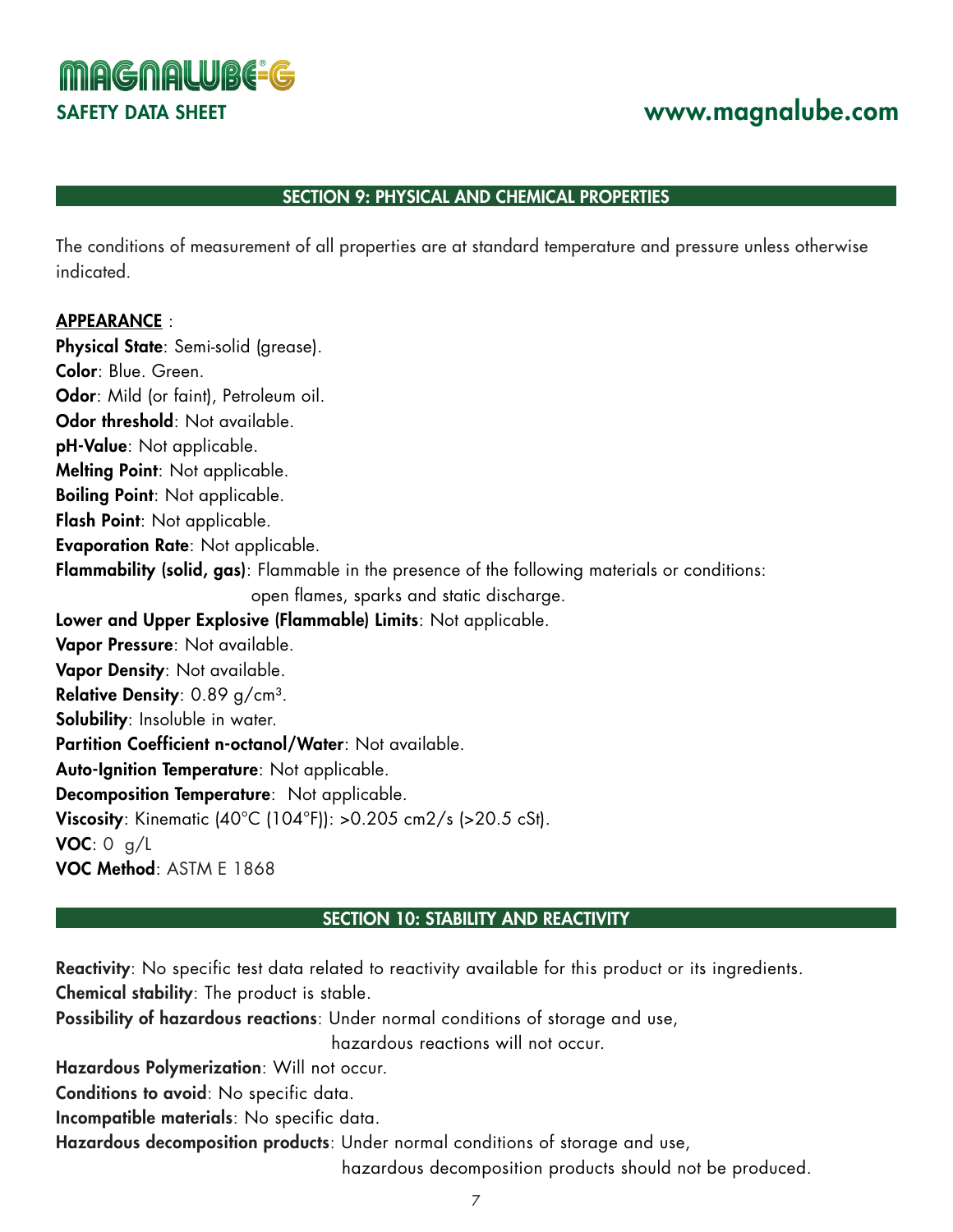## SECTION 9: PHYSICAL AND CHEMICAL PROPERTIES

The conditions of measurement of all properties are at standard temperature and pressure unless otherwise indicated.

**APPEARANCE** :

**Physical State**: Semi-solid (grease).
**Color**: Blue. Green.
**Odor**: Mild (or faint), Petroleum oil.
**Odor threshold**: Not available.
**pH-Value**: Not applicable.
**Melting Point**: Not applicable.
**Boiling Point**: Not applicable.
**Flash Point**: Not applicable.
**Evaporation Rate**: Not applicable.
**Flammability (solid, gas)**: Flammable in the presence of the following materials or conditions: open flames, sparks and static discharge.
**Lower and Upper Explosive (Flammable) Limits**: Not applicable.
**Vapor Pressure**: Not available.
**Vapor Density**: Not available.
**Relative Density**: 0.89 g/cm$^3$.
**Solubility**: Insoluble in water.
**Partition Coefficient n-octanol/Water**: Not available.
**Auto-Ignition Temperature**: Not applicable.
**Decomposition Temperature**: Not applicable.
**Viscosity**: Kinematic (40°C (104°F)): >0.205 cm2/s (>20.5 cSt).
**VOC**: 0 g/L
**VOC Method**: ASTM E 1868

## SECTION 10: STABILITY AND REACTIVITY

**Reactivity**: No specific test data related to reactivity available for this product or its ingredients.
**Chemical stability**: The product is stable.
**Possibility of hazardous reactions**: Under normal conditions of storage and use, hazardous reactions will not occur.
**Hazardous Polymerization**: Will not occur.
**Conditions to avoid**: No specific data.
**Incompatible materials**: No specific data.
**Hazardous decomposition products**: Under normal conditions of storage and use, hazardous decomposition products should not be produced.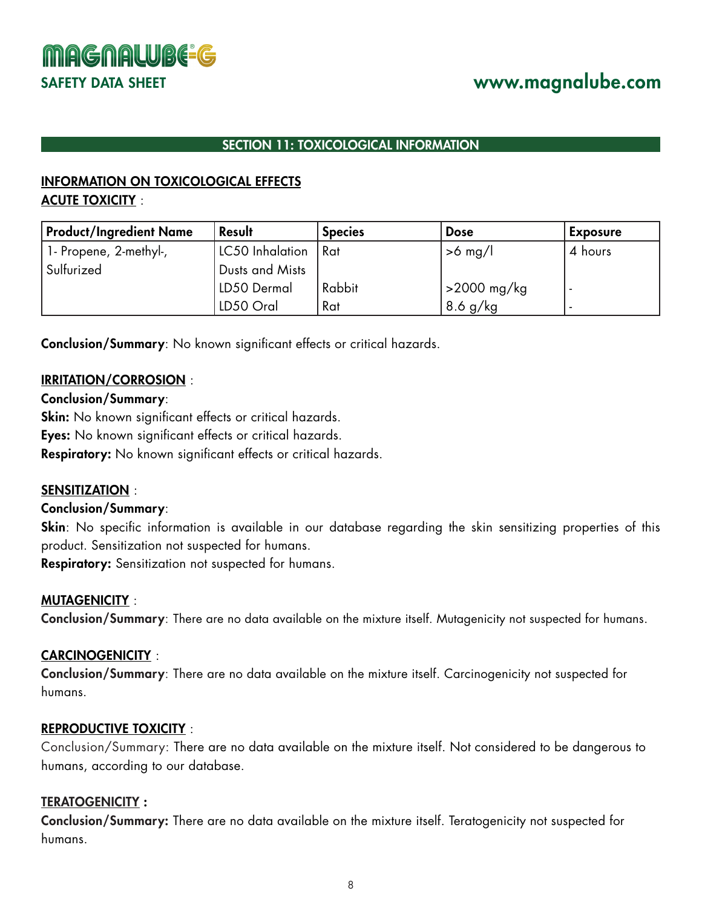## SECTION 11: TOXICOLOGICAL INFORMATION

**INFORMATION ON TOXICOLOGICAL EFFECTS**

**ACUTE TOXICITY** :

| Product/Ingredient Name | Result | Species | Dose | Exposure |
|---|---|---|---|---|
| 1- Propene, 2-methyl-, Sulfurized | LC50 Inhalation Dusts and Mists | Rat | >6 mg/l | 4 hours |
| | LD50 Dermal | Rabbit | >2000 mg/kg | - |
| | LD50 Oral | Rat | 8.6 g/kg | - |

**Conclusion/Summary**: No known significant effects or critical hazards.

**IRRITATION/CORROSION** :

**Conclusion/Summary**:

**Skin:** No known significant effects or critical hazards.

**Eyes:** No known significant effects or critical hazards.

**Respiratory:** No known significant effects or critical hazards.

**SENSITIZATION** :

**Conclusion/Summary**:

**Skin**: No specific information is available in our database regarding the skin sensitizing properties of this product. Sensitization not suspected for humans.

**Respiratory:** Sensitization not suspected for humans.

**MUTAGENICITY** :

**Conclusion/Summary**: There are no data available on the mixture itself. Mutagenicity not suspected for humans.

**CARCINOGENICITY** :

**Conclusion/Summary**: There are no data available on the mixture itself. Carcinogenicity not suspected for humans.

**REPRODUCTIVE TOXICITY** :

Conclusion/Summary: There are no data available on the mixture itself. Not considered to be dangerous to humans, according to our database.

**TERATOGENICITY :**

**Conclusion/Summary:** There are no data available on the mixture itself. Teratogenicity not suspected for humans.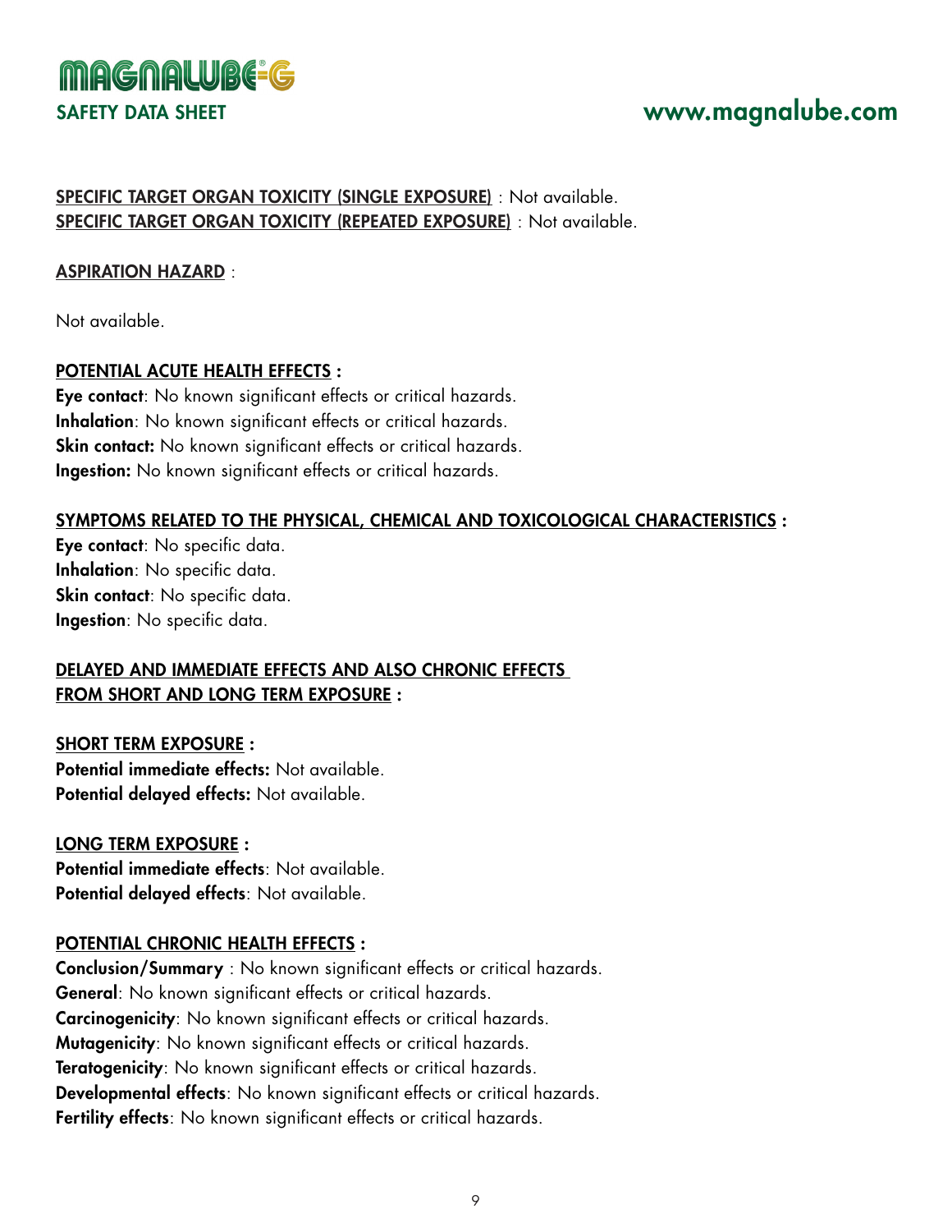**SPECIFIC TARGET ORGAN TOXICITY (SINGLE EXPOSURE)** : Not available.
**SPECIFIC TARGET ORGAN TOXICITY (REPEATED EXPOSURE)** : Not available.

**ASPIRATION HAZARD** :

Not available.

**POTENTIAL ACUTE HEALTH EFFECTS :**
**Eye contact**: No known significant effects or critical hazards.
**Inhalation**: No known significant effects or critical hazards.
**Skin contact:** No known significant effects or critical hazards.
**Ingestion:** No known significant effects or critical hazards.

**SYMPTOMS RELATED TO THE PHYSICAL, CHEMICAL AND TOXICOLOGICAL CHARACTERISTICS :**
**Eye contact**: No specific data.
**Inhalation**: No specific data.
**Skin contact**: No specific data.
**Ingestion**: No specific data.

**DELAYED AND IMMEDIATE EFFECTS AND ALSO CHRONIC EFFECTS FROM SHORT AND LONG TERM EXPOSURE :**

**SHORT TERM EXPOSURE :**
**Potential immediate effects:** Not available.
**Potential delayed effects:** Not available.

**LONG TERM EXPOSURE :**
**Potential immediate effects**: Not available.
**Potential delayed effects**: Not available.

**POTENTIAL CHRONIC HEALTH EFFECTS :**
**Conclusion/Summary** : No known significant effects or critical hazards.
**General**: No known significant effects or critical hazards.
**Carcinogenicity**: No known significant effects or critical hazards.
**Mutagenicity**: No known significant effects or critical hazards.
**Teratogenicity**: No known significant effects or critical hazards.
**Developmental effects**: No known significant effects or critical hazards.
**Fertility effects**: No known significant effects or critical hazards.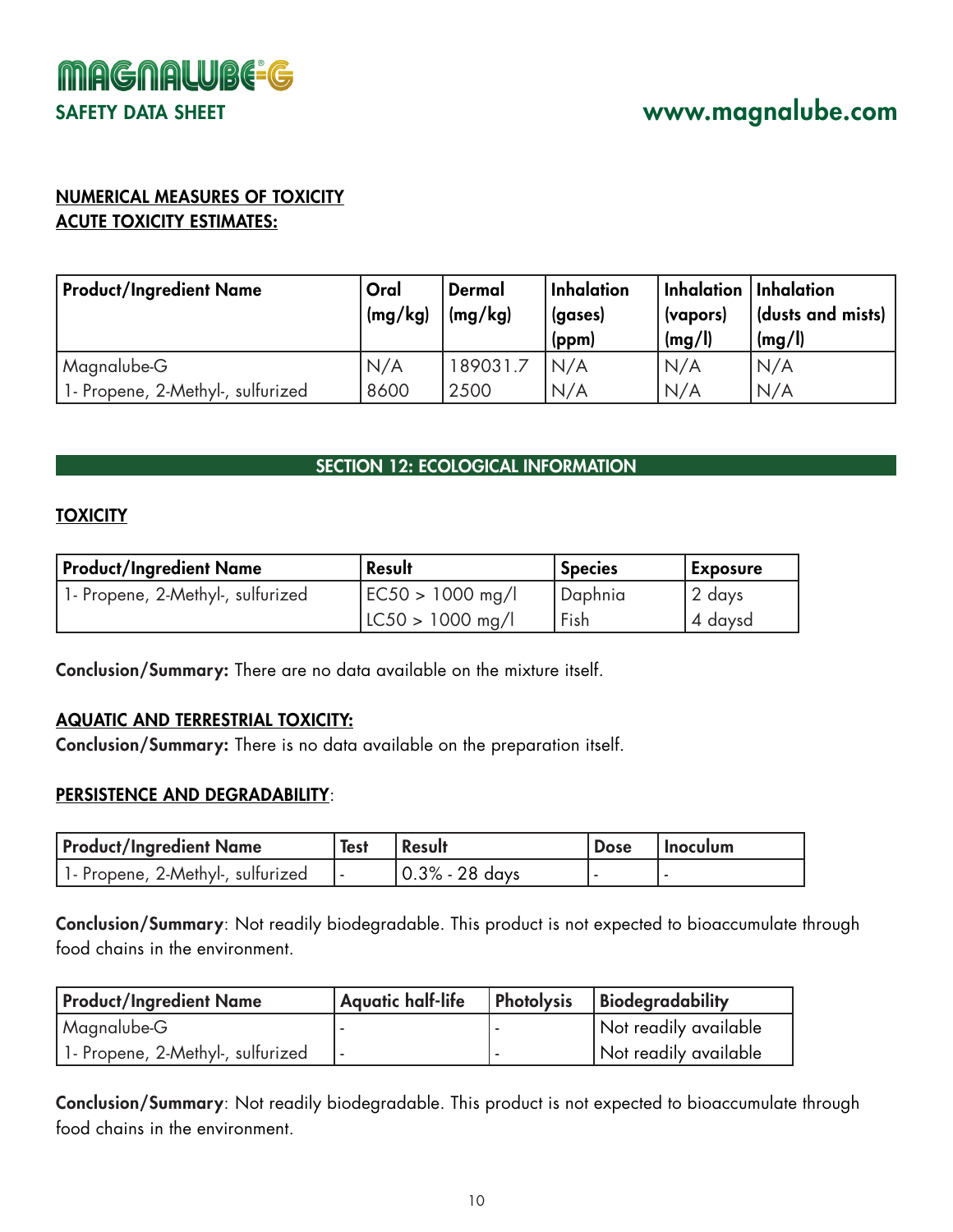**NUMERICAL MEASURES OF TOXICITY**

**ACUTE TOXICITY ESTIMATES:**

| Product/Ingredient Name | Oral (mg/kg) | Dermal (mg/kg) | Inhalation (gases) (ppm) | Inhalation (vapors) (mg/l) | Inhalation (dusts and mists) (mg/l) |
|---|---|---|---|---|---|
| Magnalube-G | N/A | 189031.7 | N/A | N/A | N/A |
| 1- Propene, 2-Methyl-, sulfurized | 8600 | 2500 | N/A | N/A | N/A |

## SECTION 12: ECOLOGICAL INFORMATION

**TOXICITY**

| Product/Ingredient Name | Result | Species | Exposure |
|---|---|---|---|
| 1- Propene, 2-Methyl-, sulfurized | EC50 > 1000 mg/l | Daphnia | 2 days |
| | LC50 > 1000 mg/l | Fish | 4 daysd |

**Conclusion/Summary:** There are no data available on the mixture itself.

**AQUATIC AND TERRESTRIAL TOXICITY:**

**Conclusion/Summary:** There is no data available on the preparation itself.

**PERSISTENCE AND DEGRADABILITY**:

| Product/Ingredient Name | Test | Result | Dose | Inoculum |
|---|---|---|---|---|
| 1- Propene, 2-Methyl-, sulfurized | - | 0.3% - 28 days | - | - |

**Conclusion/Summary**: Not readily biodegradable. This product is not expected to bioaccumulate through food chains in the environment.

| Product/Ingredient Name | Aquatic half-life | Photolysis | Biodegradability |
|---|---|---|---|
| Magnalube-G | - | - | Not readily available |
| 1- Propene, 2-Methyl-, sulfurized | - | - | Not readily available |

**Conclusion/Summary**: Not readily biodegradable. This product is not expected to bioaccumulate through food chains in the environment.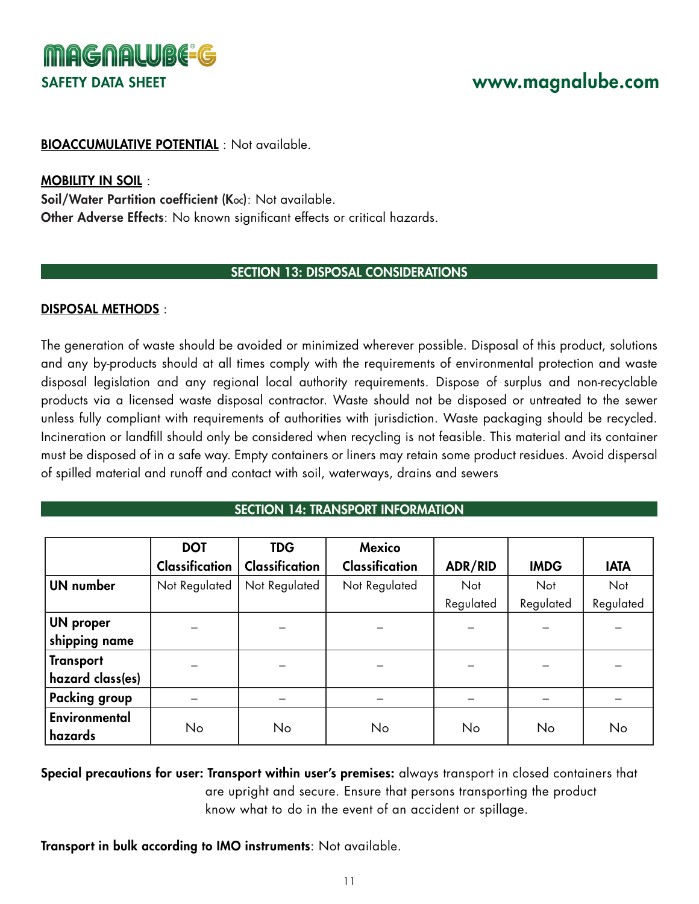**BIOACCUMULATIVE POTENTIAL** : Not available.

**MOBILITY IN SOIL** :
**Soil/Water Partition coefficient ($K_{oc}$)**: Not available.
**Other Adverse Effects**: No known significant effects or critical hazards.

## SECTION 13: DISPOSAL CONSIDERATIONS

**DISPOSAL METHODS** :

The generation of waste should be avoided or minimized wherever possible. Disposal of this product, solutions and any by-products should at all times comply with the requirements of environmental protection and waste disposal legislation and any regional local authority requirements. Dispose of surplus and non-recyclable products via a licensed waste disposal contractor. Waste should not be disposed or untreated to the sewer unless fully compliant with requirements of authorities with jurisdiction. Waste packaging should be recycled. Incineration or landfill should only be considered when recycling is not feasible. This material and its container must be disposed of in a safe way. Empty containers or liners may retain some product residues. Avoid dispersal of spilled material and runoff and contact with soil, waterways, drains and sewers

## SECTION 14: TRANSPORT INFORMATION

| | DOT Classification | TDG Classification | Mexico Classification | ADR/RID | IMDG | IATA |
|---|---|---|---|---|---|---|
| **UN number** | Not Regulated | Not Regulated | Not Regulated | Not Regulated | Not Regulated | Not Regulated |
| **UN proper shipping name** | – | – | – | – | – | – |
| **Transport hazard class(es)** | – | – | – | – | – | – |
| **Packing group** | – | – | – | – | – | – |
| **Environmental hazards** | No | No | No | No | No | No |

**Special precautions for user: Transport within user's premises:** always transport in closed containers that are upright and secure. Ensure that persons transporting the product know what to do in the event of an accident or spillage.

**Transport in bulk according to IMO instruments**: Not available.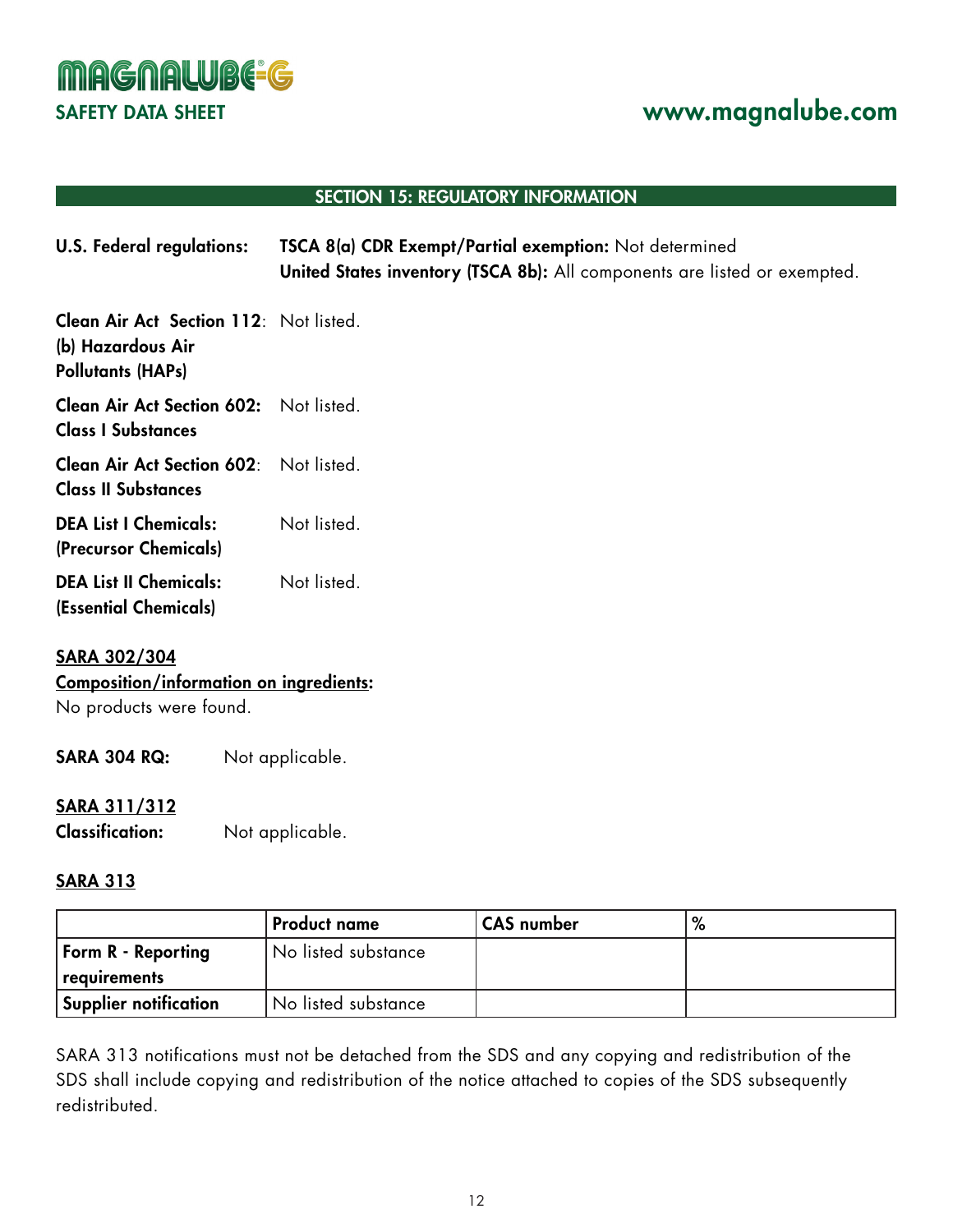## SECTION 15: REGULATORY INFORMATION

**U.S. Federal regulations:** **TSCA 8(a) CDR Exempt/Partial exemption:** Not determined
**United States inventory (TSCA 8b):** All components are listed or exempted.

**Clean Air Act Section 112 (b) Hazardous Air Pollutants (HAPs)**: Not listed.

**Clean Air Act Section 602: Class I Substances**: Not listed.

**Clean Air Act Section 602: Class II Substances**: Not listed.

**DEA List I Chemicals: (Precursor Chemicals)**: Not listed.

**DEA List II Chemicals: (Essential Chemicals)**: Not listed.

**SARA 302/304**
**Composition/information on ingredients:**
No products were found.

**SARA 304 RQ:** Not applicable.

**SARA 311/312**
**Classification:** Not applicable.

**SARA 313**

| | Product name | CAS number | % |
|---|---|---|---|
| **Form R - Reporting requirements** | No listed substance | | |
| **Supplier notification** | No listed substance | | |

SARA 313 notifications must not be detached from the SDS and any copying and redistribution of the SDS shall include copying and redistribution of the notice attached to copies of the SDS subsequently redistributed.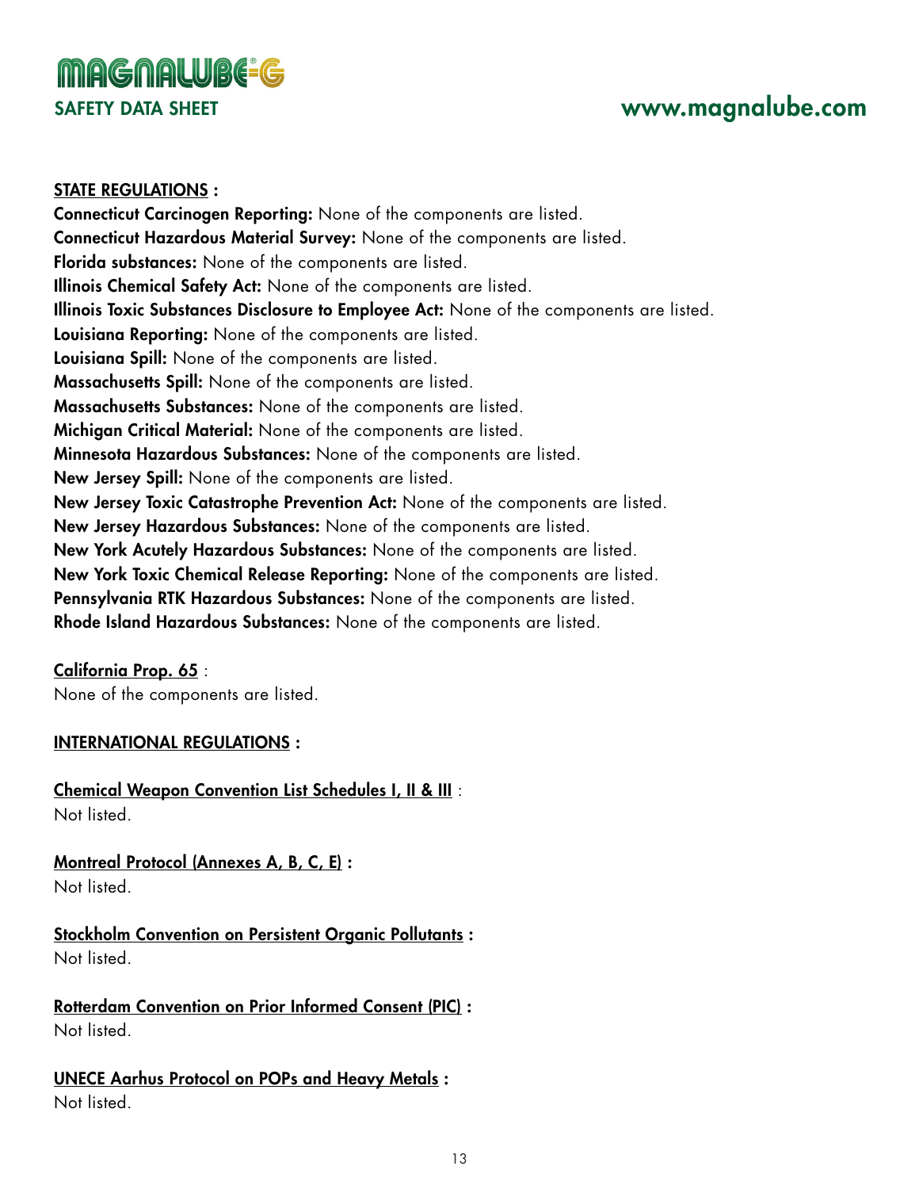**STATE REGULATIONS :**

**Connecticut Carcinogen Reporting:** None of the components are listed.
**Connecticut Hazardous Material Survey:** None of the components are listed.
**Florida substances:** None of the components are listed.
**Illinois Chemical Safety Act:** None of the components are listed.
**Illinois Toxic Substances Disclosure to Employee Act:** None of the components are listed.
**Louisiana Reporting:** None of the components are listed.
**Louisiana Spill:** None of the components are listed.
**Massachusetts Spill:** None of the components are listed.
**Massachusetts Substances:** None of the components are listed.
**Michigan Critical Material:** None of the components are listed.
**Minnesota Hazardous Substances:** None of the components are listed.
**New Jersey Spill:** None of the components are listed.
**New Jersey Toxic Catastrophe Prevention Act:** None of the components are listed.
**New Jersey Hazardous Substances:** None of the components are listed.
**New York Acutely Hazardous Substances:** None of the components are listed.
**New York Toxic Chemical Release Reporting:** None of the components are listed.
**Pennsylvania RTK Hazardous Substances:** None of the components are listed.
**Rhode Island Hazardous Substances:** None of the components are listed.

**California Prop. 65** :
None of the components are listed.

**INTERNATIONAL REGULATIONS :**

**Chemical Weapon Convention List Schedules I, II & III** :
Not listed.

**Montreal Protocol (Annexes A, B, C, E) :**
Not listed.

**Stockholm Convention on Persistent Organic Pollutants :**
Not listed.

**Rotterdam Convention on Prior Informed Consent (PIC) :**
Not listed.

**UNECE Aarhus Protocol on POPs and Heavy Metals :**
Not listed.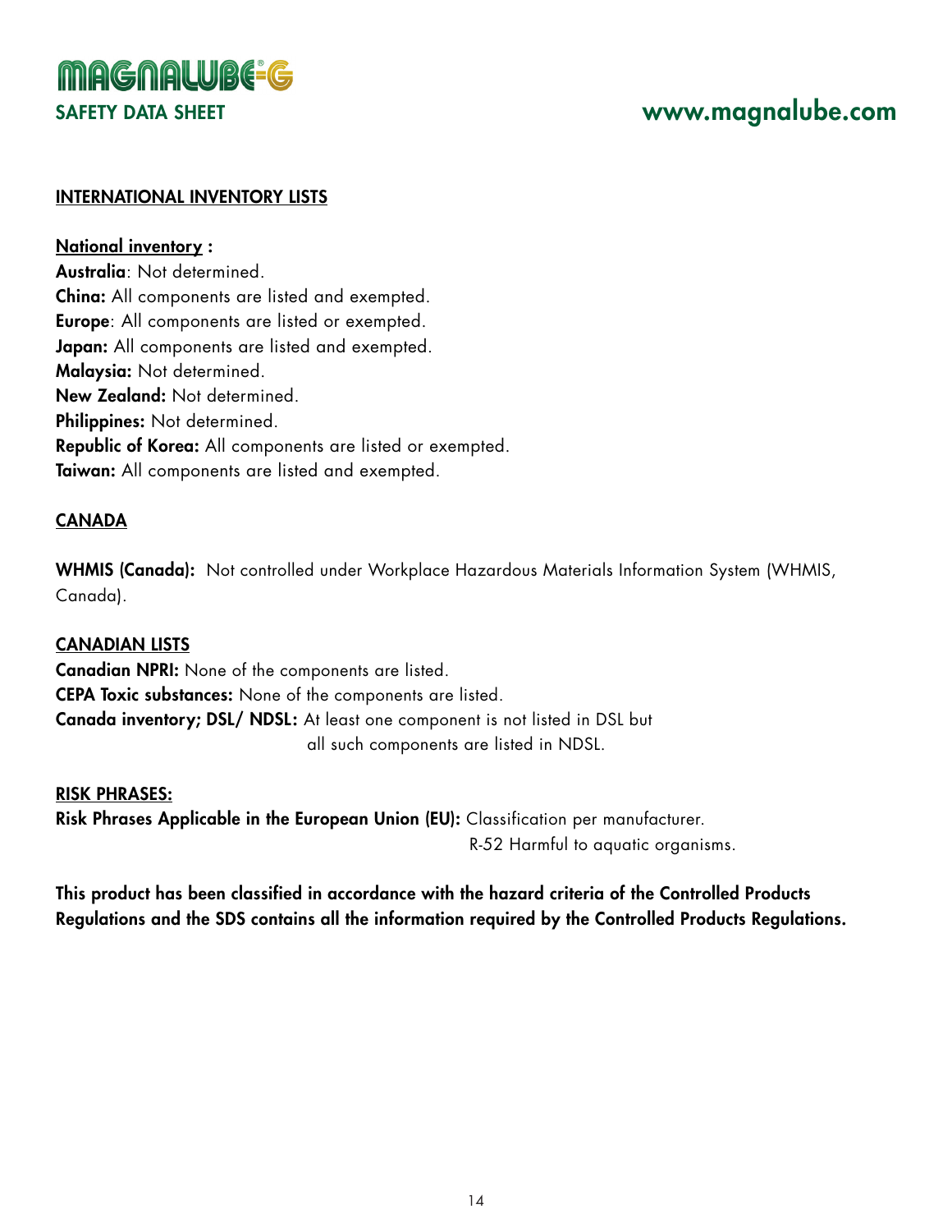## INTERNATIONAL INVENTORY LISTS

**National inventory :**
**Australia**: Not determined.
**China:** All components are listed and exempted.
**Europe**: All components are listed or exempted.
**Japan:** All components are listed and exempted.
**Malaysia:** Not determined.
**New Zealand:** Not determined.
**Philippines:** Not determined.
**Republic of Korea:** All components are listed or exempted.
**Taiwan:** All components are listed and exempted.

## CANADA

**WHMIS (Canada):** Not controlled under Workplace Hazardous Materials Information System (WHMIS, Canada).

## CANADIAN LISTS

**Canadian NPRI:** None of the components are listed.
**CEPA Toxic substances:** None of the components are listed.
**Canada inventory; DSL/ NDSL:** At least one component is not listed in DSL but all such components are listed in NDSL.

## RISK PHRASES:

**Risk Phrases Applicable in the European Union (EU):** Classification per manufacturer.
R-52 Harmful to aquatic organisms.

**This product has been classified in accordance with the hazard criteria of the Controlled Products Regulations and the SDS contains all the information required by the Controlled Products Regulations.**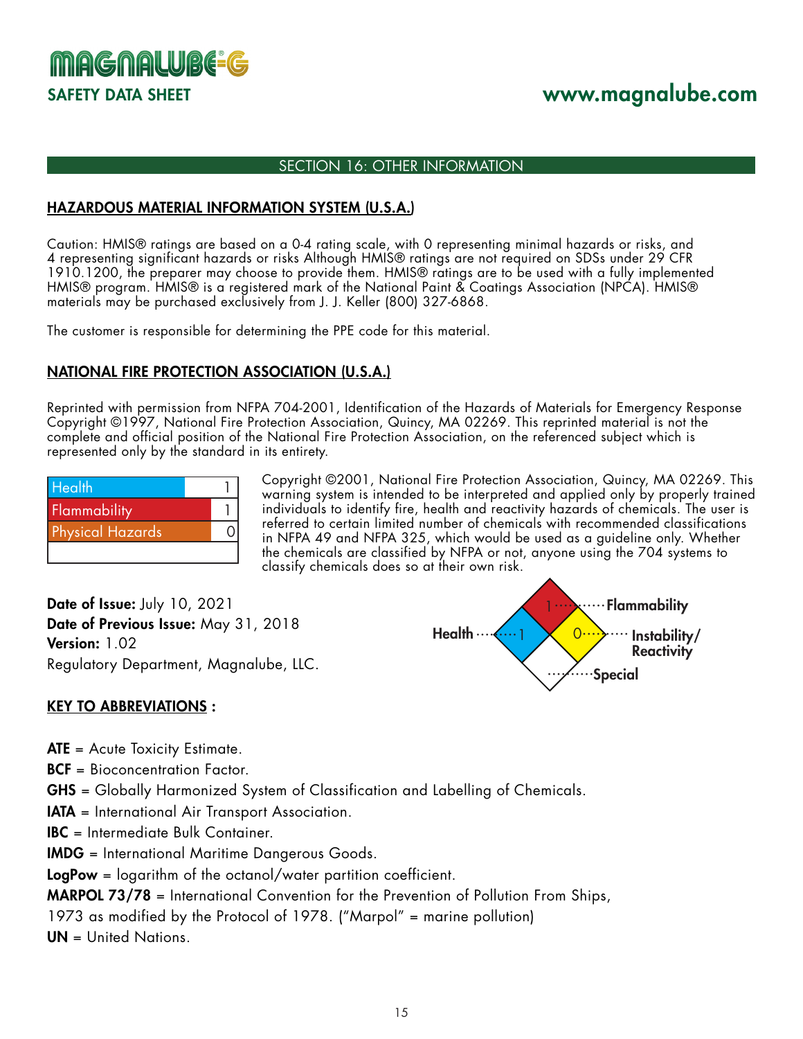## SECTION 16: OTHER INFORMATION

### HAZARDOUS MATERIAL INFORMATION SYSTEM (U.S.A.)

Caution: HMIS® ratings are based on a 0-4 rating scale, with 0 representing minimal hazards or risks, and 4 representing significant hazards or risks Although HMIS® ratings are not required on SDSs under 29 CFR 1910.1200, the preparer may choose to provide them. HMIS® ratings are to be used with a fully implemented HMIS® program. HMIS® is a registered mark of the National Paint & Coatings Association (NPCA). HMIS® materials may be purchased exclusively from J. J. Keller (800) 327-6868.

The customer is responsible for determining the PPE code for this material.

### NATIONAL FIRE PROTECTION ASSOCIATION (U.S.A.)

Reprinted with permission from NFPA 704-2001, Identification of the Hazards of Materials for Emergency Response Copyright ©1997, National Fire Protection Association, Quincy, MA 02269. This reprinted material is not the complete and official position of the National Fire Protection Association, on the referenced subject which is represented only by the standard in its entirety.

| Health | 1 |
|---|---|
| Flammability | 1 |
| Physical Hazards | 0 |
| | |

Copyright ©2001, National Fire Protection Association, Quincy, MA 02269. This warning system is intended to be interpreted and applied only by properly trained individuals to identify fire, health and reactivity hazards of chemicals. The user is referred to certain limited number of chemicals with recommended classifications in NFPA 49 and NFPA 325, which would be used as a guideline only. Whether the chemicals are classified by NFPA or not, anyone using the 704 systems to classify chemicals does so at their own risk.

Flammability: 1
Health: 1
Instability/Reactivity: 0
Special:

**Date of Issue:** July 10, 2021
**Date of Previous Issue:** May 31, 2018
**Version:** 1.02
Regulatory Department, Magnalube, LLC.

### KEY TO ABBREVIATIONS :

**ATE** = Acute Toxicity Estimate.
**BCF** = Bioconcentration Factor.
**GHS** = Globally Harmonized System of Classification and Labelling of Chemicals.
**IATA** = International Air Transport Association.
**IBC** = Intermediate Bulk Container.
**IMDG** = International Maritime Dangerous Goods.
**LogPow** = logarithm of the octanol/water partition coefficient.
**MARPOL 73/78** = International Convention for the Prevention of Pollution From Ships, 1973 as modified by the Protocol of 1978. ("Marpol" = marine pollution)
**UN** = United Nations.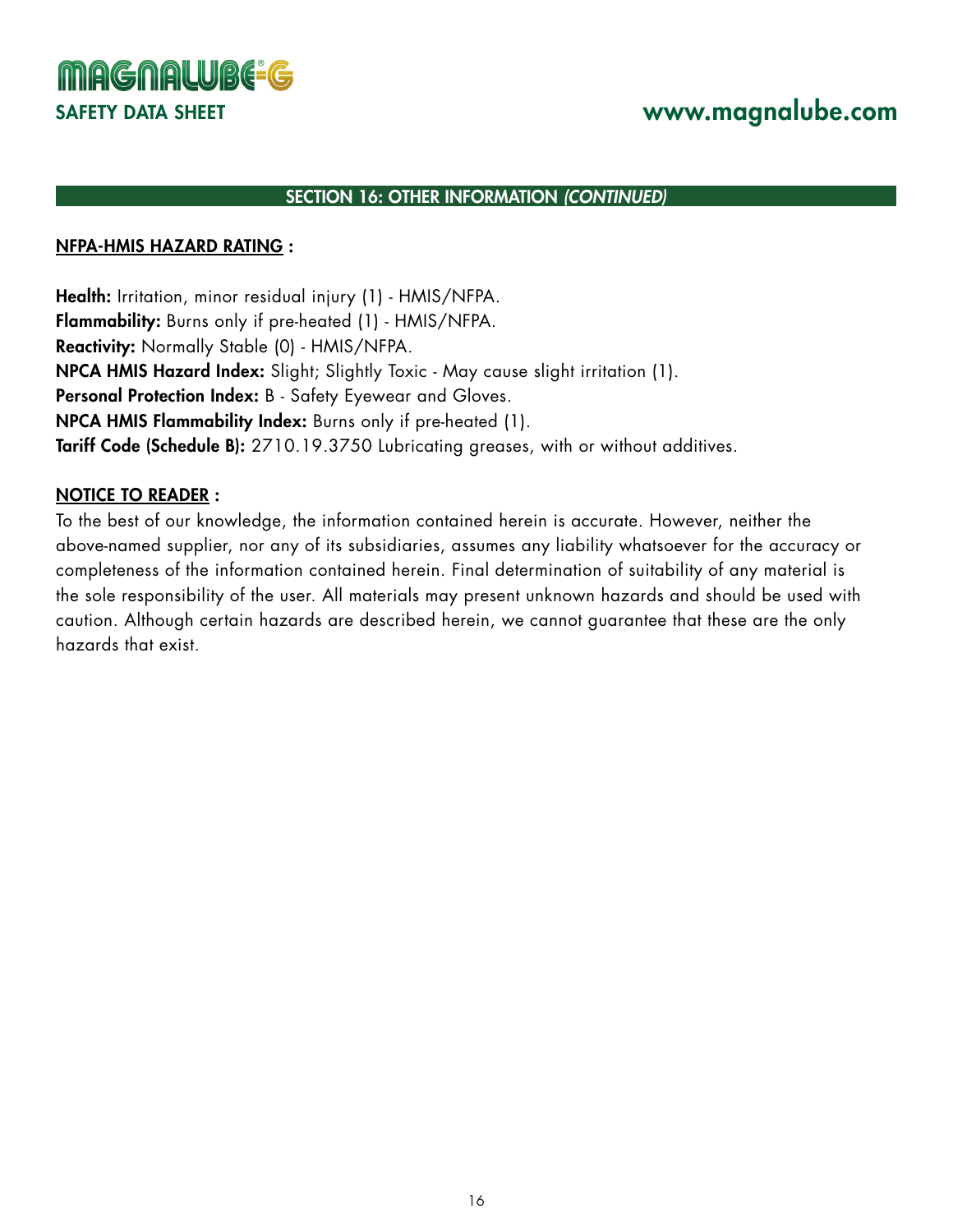## SECTION 16: OTHER INFORMATION *(CONTINUED)*

### NFPA-HMIS HAZARD RATING :

**Health:** Irritation, minor residual injury (1) - HMIS/NFPA.
**Flammability:** Burns only if pre-heated (1) - HMIS/NFPA.
**Reactivity:** Normally Stable (0) - HMIS/NFPA.
**NPCA HMIS Hazard Index:** Slight; Slightly Toxic - May cause slight irritation (1).
**Personal Protection Index:** B - Safety Eyewear and Gloves.
**NPCA HMIS Flammability Index:** Burns only if pre-heated (1).
**Tariff Code (Schedule B):** 2710.19.3750 Lubricating greases, with or without additives.

### NOTICE TO READER :

To the best of our knowledge, the information contained herein is accurate. However, neither the above-named supplier, nor any of its subsidiaries, assumes any liability whatsoever for the accuracy or completeness of the information contained herein. Final determination of suitability of any material is the sole responsibility of the user. All materials may present unknown hazards and should be used with caution. Although certain hazards are described herein, we cannot guarantee that these are the only hazards that exist.